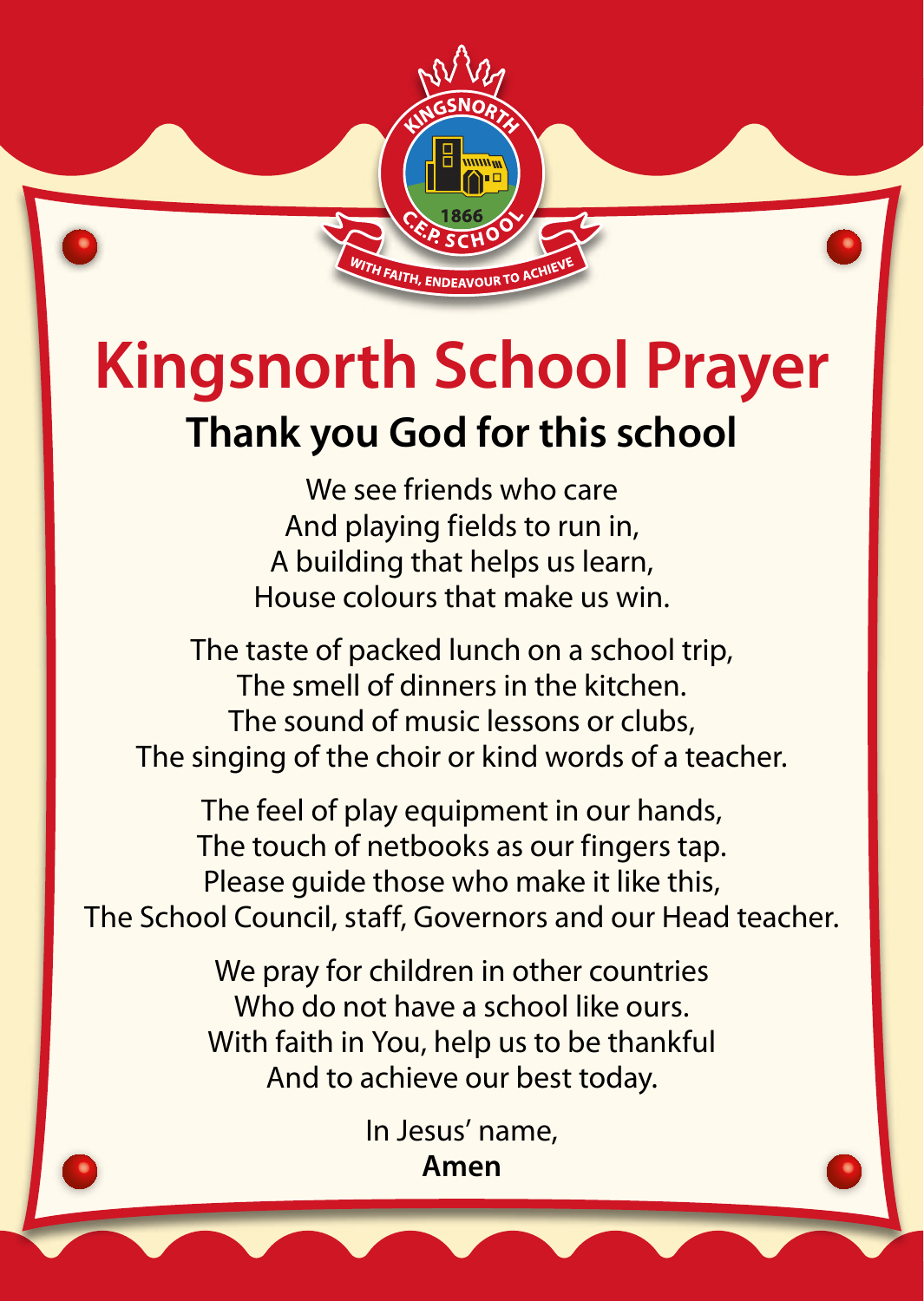# Kingsnorth School Prayer

## Thank you God for this school

We see friends who care
And playing fields to run in,
A building that helps us learn,
House colours that make us win.

The taste of packed lunch on a school trip,
The smell of dinners in the kitchen.
The sound of music lessons or clubs,
The singing of the choir or kind words of a teacher.

The feel of play equipment in our hands,
The touch of netbooks as our fingers tap.
Please guide those who make it like this,
The School Council, staff, Governors and our Head teacher.

We pray for children in other countries
Who do not have a school like ours.
With faith in You, help us to be thankful
And to achieve our best today.

In Jesus' name,
**Amen**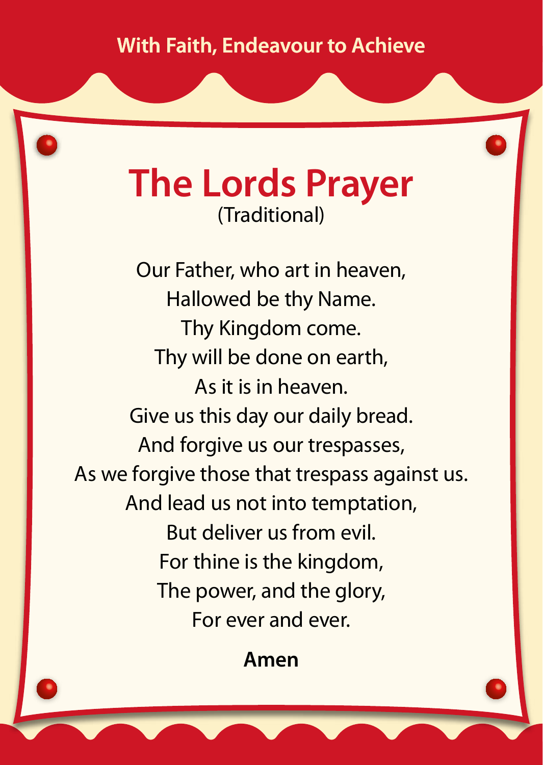With Faith, Endeavour to Achieve

# The Lords Prayer

(Traditional)

Our Father, who art in heaven,
Hallowed be thy Name.
Thy Kingdom come.
Thy will be done on earth,
As it is in heaven.
Give us this day our daily bread.
And forgive us our trespasses,
As we forgive those that trespass against us.
And lead us not into temptation,
But deliver us from evil.
For thine is the kingdom,
The power, and the glory,
For ever and ever.

**Amen**